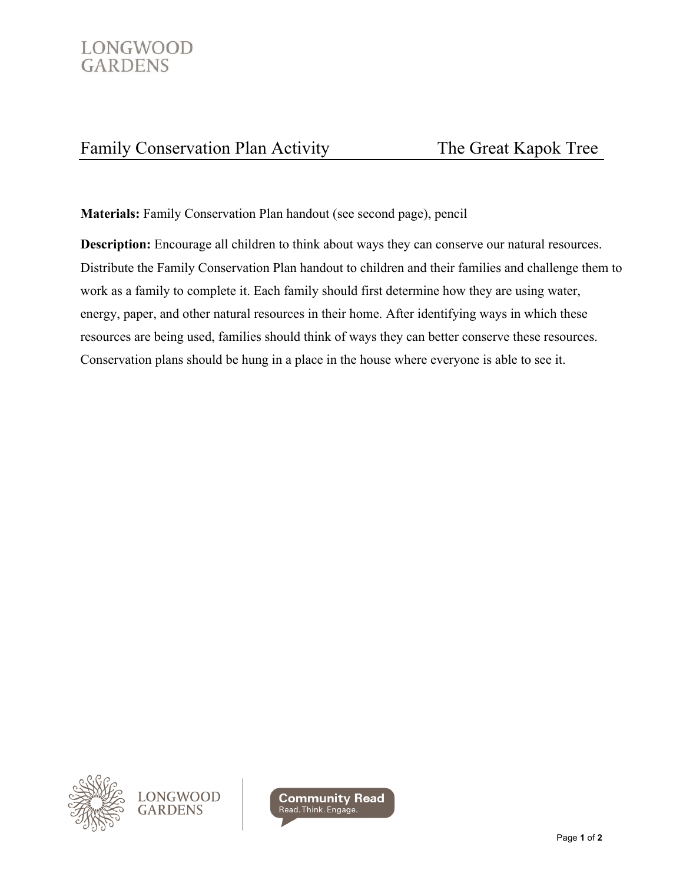# Family Conservation Plan Activity — The Great Kapok Tree

**Materials:** Family Conservation Plan handout (see second page), pencil

**Description:** Encourage all children to think about ways they can conserve our natural resources. Distribute the Family Conservation Plan handout to children and their families and challenge them to work as a family to complete it. Each family should first determine how they are using water, energy, paper, and other natural resources in their home. After identifying ways in which these resources are being used, families should think of ways they can better conserve these resources. Conservation plans should be hung in a place in the house where everyone is able to see it.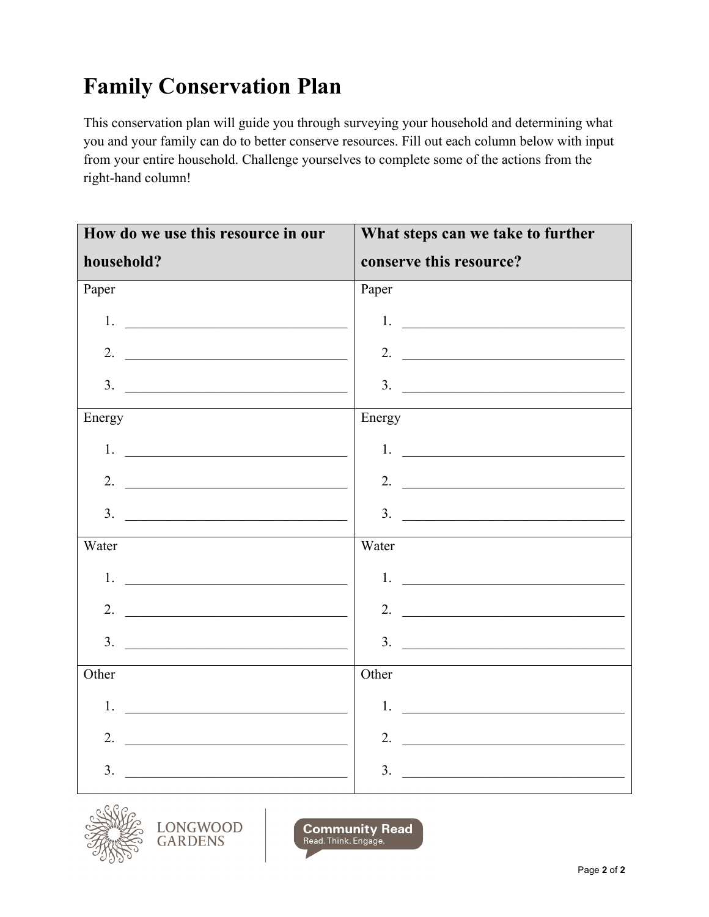# Family Conservation Plan

This conservation plan will guide you through surveying your household and determining what you and your family can do to better conserve resources. Fill out each column below with input from your entire household. Challenge yourselves to complete some of the actions from the right-hand column!

| How do we use this resource in our household? | What steps can we take to further conserve this resource? |
|---|---|
| Paper<br>1. ____________________<br>2. ____________________<br>3. ____________________ | Paper<br>1. ____________________<br>2. ____________________<br>3. ____________________ |
| Energy<br>1. ____________________<br>2. ____________________<br>3. ____________________ | Energy<br>1. ____________________<br>2. ____________________<br>3. ____________________ |
| Water<br>1. ____________________<br>2. ____________________<br>3. ____________________ | Water<br>1. ____________________<br>2. ____________________<br>3. ____________________ |
| Other<br>1. ____________________<br>2. ____________________<br>3. ____________________ | Other<br>1. ____________________<br>2. ____________________<br>3. ____________________ |

LONGWOOD GARDENS

Community Read
Read. Think. Engage.